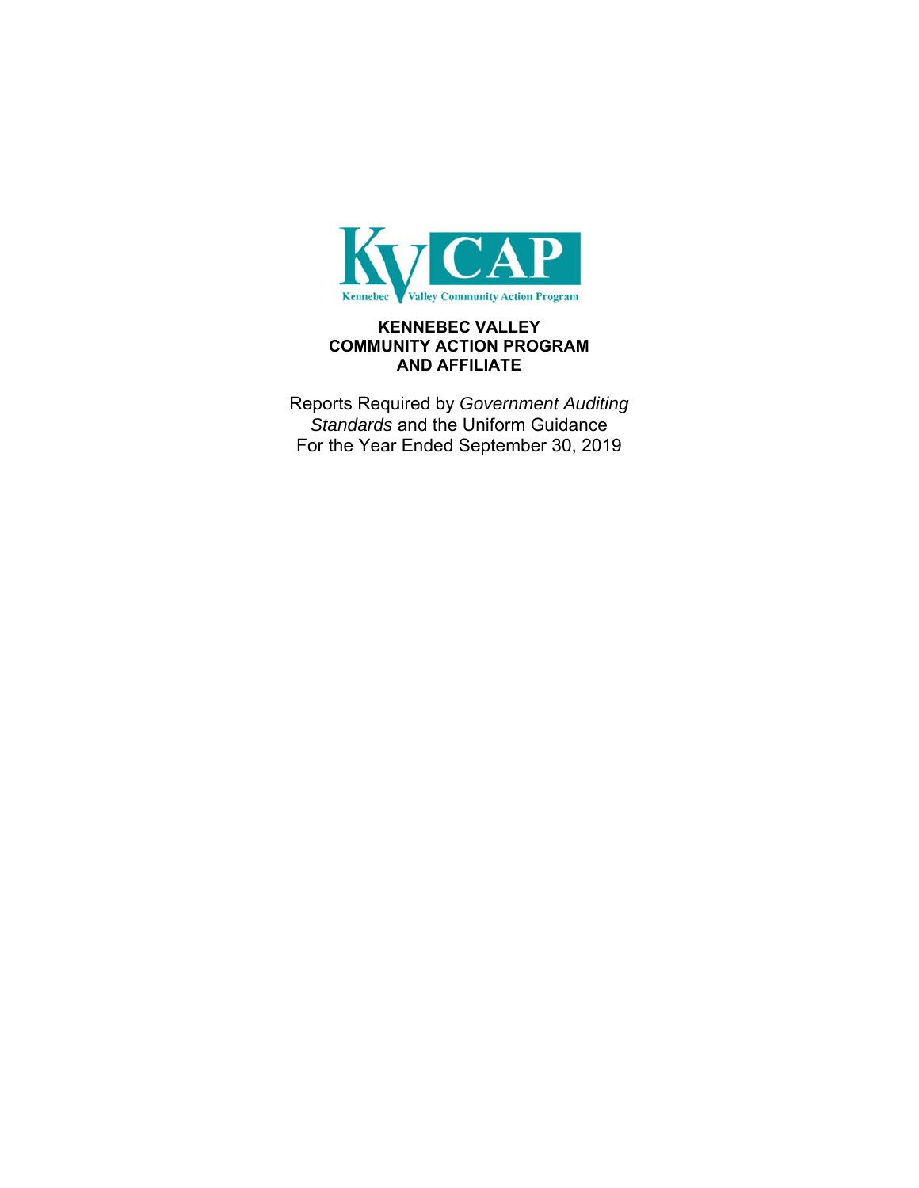**KENNEBEC VALLEY**
**COMMUNITY ACTION PROGRAM**
**AND AFFILIATE**

Reports Required by *Government Auditing Standards* and the Uniform Guidance
For the Year Ended September 30, 2019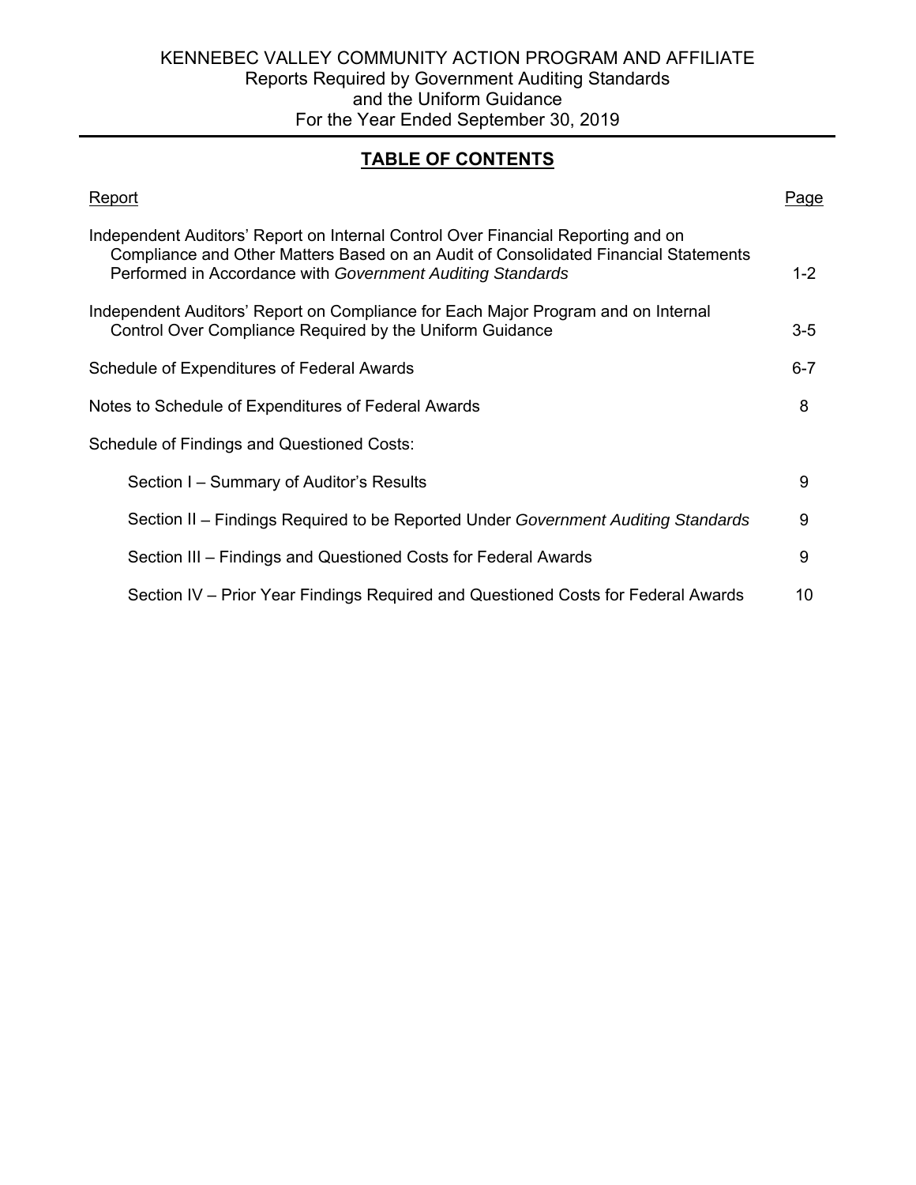KENNEBEC VALLEY COMMUNITY ACTION PROGRAM AND AFFILIATE
Reports Required by Government Auditing Standards
and the Uniform Guidance
For the Year Ended September 30, 2019

# TABLE OF CONTENTS

| Report | Page |
|---|---|
| Independent Auditors' Report on Internal Control Over Financial Reporting and on Compliance and Other Matters Based on an Audit of Consolidated Financial Statements Performed in Accordance with *Government Auditing Standards* | 1-2 |
| Independent Auditors' Report on Compliance for Each Major Program and on Internal Control Over Compliance Required by the Uniform Guidance | 3-5 |
| Schedule of Expenditures of Federal Awards | 6-7 |
| Notes to Schedule of Expenditures of Federal Awards | 8 |
| Schedule of Findings and Questioned Costs: | |
| Section I – Summary of Auditor's Results | 9 |
| Section II – Findings Required to be Reported Under *Government Auditing Standards* | 9 |
| Section III – Findings and Questioned Costs for Federal Awards | 9 |
| Section IV – Prior Year Findings Required and Questioned Costs for Federal Awards | 10 |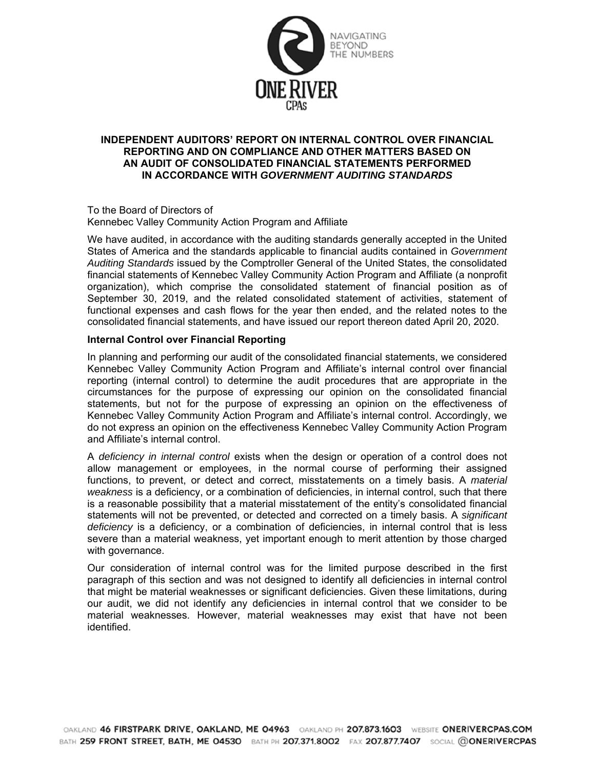**INDEPENDENT AUDITORS' REPORT ON INTERNAL CONTROL OVER FINANCIAL REPORTING AND ON COMPLIANCE AND OTHER MATTERS BASED ON AN AUDIT OF CONSOLIDATED FINANCIAL STATEMENTS PERFORMED IN ACCORDANCE WITH *GOVERNMENT AUDITING STANDARDS***

To the Board of Directors of
Kennebec Valley Community Action Program and Affiliate

We have audited, in accordance with the auditing standards generally accepted in the United States of America and the standards applicable to financial audits contained in *Government Auditing Standards* issued by the Comptroller General of the United States, the consolidated financial statements of Kennebec Valley Community Action Program and Affiliate (a nonprofit organization), which comprise the consolidated statement of financial position as of September 30, 2019, and the related consolidated statement of activities, statement of functional expenses and cash flows for the year then ended, and the related notes to the consolidated financial statements, and have issued our report thereon dated April 20, 2020.

**Internal Control over Financial Reporting**

In planning and performing our audit of the consolidated financial statements, we considered Kennebec Valley Community Action Program and Affiliate's internal control over financial reporting (internal control) to determine the audit procedures that are appropriate in the circumstances for the purpose of expressing our opinion on the consolidated financial statements, but not for the purpose of expressing an opinion on the effectiveness of Kennebec Valley Community Action Program and Affiliate's internal control. Accordingly, we do not express an opinion on the effectiveness Kennebec Valley Community Action Program and Affiliate's internal control.

A *deficiency in internal control* exists when the design or operation of a control does not allow management or employees, in the normal course of performing their assigned functions, to prevent, or detect and correct, misstatements on a timely basis. A *material weakness* is a deficiency, or a combination of deficiencies, in internal control, such that there is a reasonable possibility that a material misstatement of the entity's consolidated financial statements will not be prevented, or detected and corrected on a timely basis. A *significant deficiency* is a deficiency, or a combination of deficiencies, in internal control that is less severe than a material weakness, yet important enough to merit attention by those charged with governance.

Our consideration of internal control was for the limited purpose described in the first paragraph of this section and was not designed to identify all deficiencies in internal control that might be material weaknesses or significant deficiencies. Given these limitations, during our audit, we did not identify any deficiencies in internal control that we consider to be material weaknesses. However, material weaknesses may exist that have not been identified.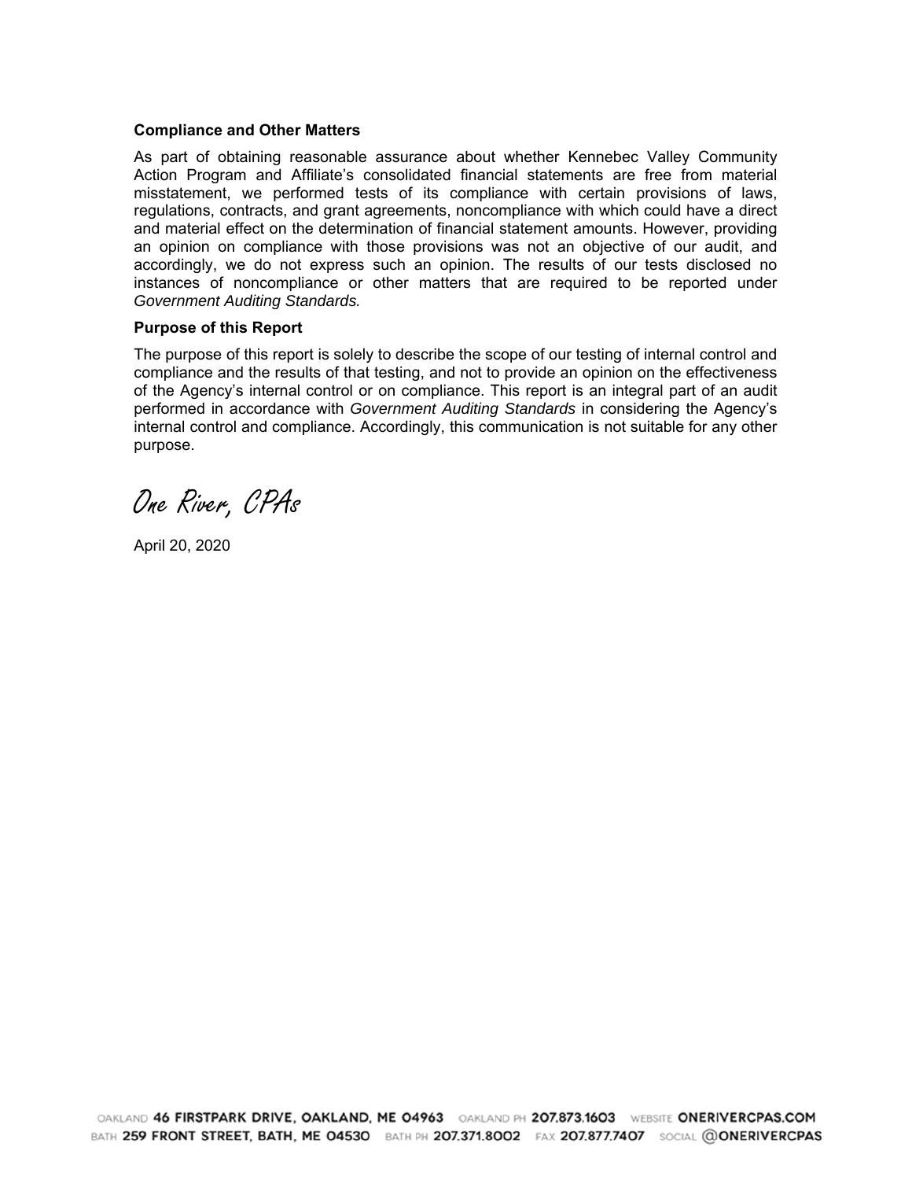**Compliance and Other Matters**

As part of obtaining reasonable assurance about whether Kennebec Valley Community Action Program and Affiliate's consolidated financial statements are free from material misstatement, we performed tests of its compliance with certain provisions of laws, regulations, contracts, and grant agreements, noncompliance with which could have a direct and material effect on the determination of financial statement amounts. However, providing an opinion on compliance with those provisions was not an objective of our audit, and accordingly, we do not express such an opinion. The results of our tests disclosed no instances of noncompliance or other matters that are required to be reported under *Government Auditing Standards.*

**Purpose of this Report**

The purpose of this report is solely to describe the scope of our testing of internal control and compliance and the results of that testing, and not to provide an opinion on the effectiveness of the Agency's internal control or on compliance. This report is an integral part of an audit performed in accordance with *Government Auditing Standards* in considering the Agency's internal control and compliance. Accordingly, this communication is not suitable for any other purpose.

*One River, CPAs*

April 20, 2020

OAKLAND 46 FIRSTPARK DRIVE, OAKLAND, ME 04963 OAKLAND PH 207.873.1603 WEBSITE ONERIVERCPAS.COM
BATH 259 FRONT STREET, BATH, ME 04530 BATH PH 207.371.8002 FAX 207.877.7407 SOCIAL @ONERIVERCPAS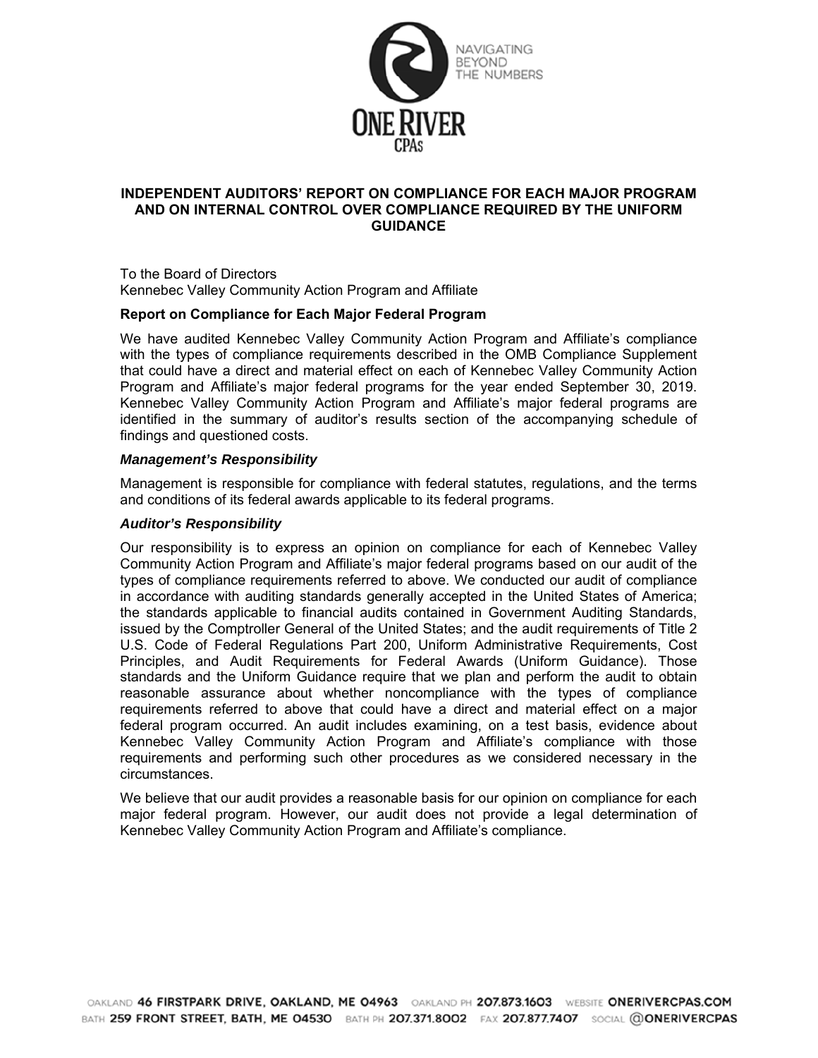# INDEPENDENT AUDITORS' REPORT ON COMPLIANCE FOR EACH MAJOR PROGRAM AND ON INTERNAL CONTROL OVER COMPLIANCE REQUIRED BY THE UNIFORM GUIDANCE

To the Board of Directors
Kennebec Valley Community Action Program and Affiliate

**Report on Compliance for Each Major Federal Program**

We have audited Kennebec Valley Community Action Program and Affiliate's compliance with the types of compliance requirements described in the OMB Compliance Supplement that could have a direct and material effect on each of Kennebec Valley Community Action Program and Affiliate's major federal programs for the year ended September 30, 2019. Kennebec Valley Community Action Program and Affiliate's major federal programs are identified in the summary of auditor's results section of the accompanying schedule of findings and questioned costs.

***Management's Responsibility***

Management is responsible for compliance with federal statutes, regulations, and the terms and conditions of its federal awards applicable to its federal programs.

***Auditor's Responsibility***

Our responsibility is to express an opinion on compliance for each of Kennebec Valley Community Action Program and Affiliate's major federal programs based on our audit of the types of compliance requirements referred to above. We conducted our audit of compliance in accordance with auditing standards generally accepted in the United States of America; the standards applicable to financial audits contained in Government Auditing Standards, issued by the Comptroller General of the United States; and the audit requirements of Title 2 U.S. Code of Federal Regulations Part 200, Uniform Administrative Requirements, Cost Principles, and Audit Requirements for Federal Awards (Uniform Guidance). Those standards and the Uniform Guidance require that we plan and perform the audit to obtain reasonable assurance about whether noncompliance with the types of compliance requirements referred to above that could have a direct and material effect on a major federal program occurred. An audit includes examining, on a test basis, evidence about Kennebec Valley Community Action Program and Affiliate's compliance with those requirements and performing such other procedures as we considered necessary in the circumstances.

We believe that our audit provides a reasonable basis for our opinion on compliance for each major federal program. However, our audit does not provide a legal determination of Kennebec Valley Community Action Program and Affiliate's compliance.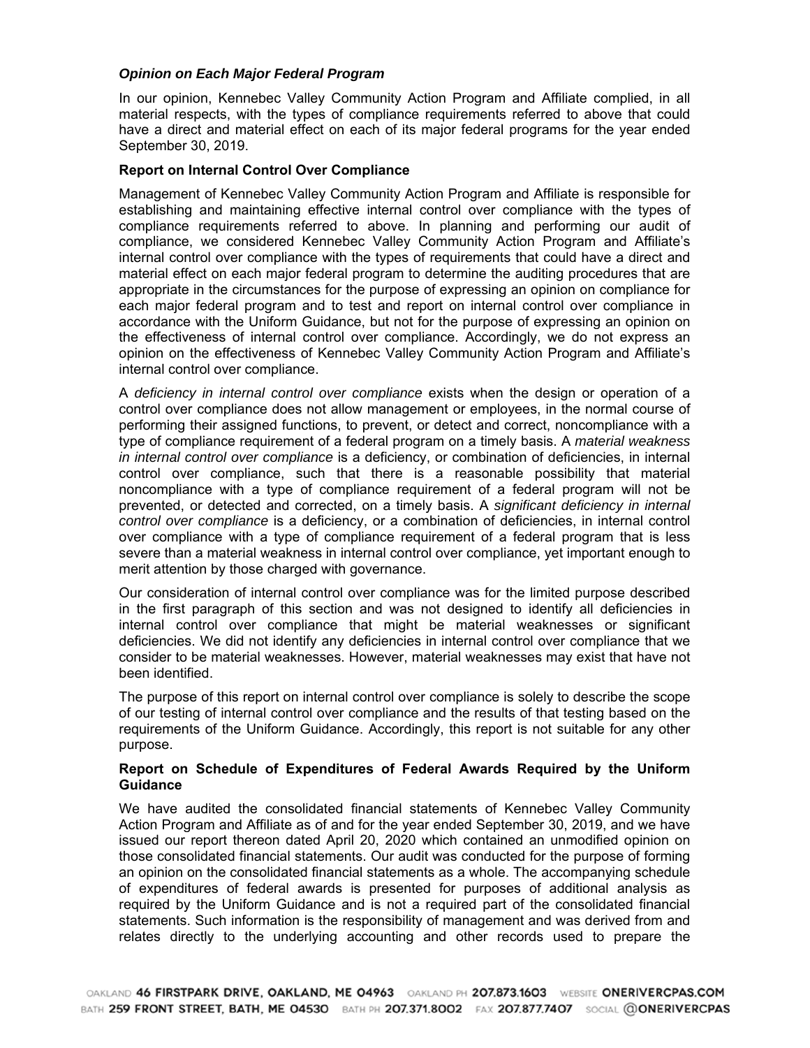***Opinion on Each Major Federal Program***

In our opinion, Kennebec Valley Community Action Program and Affiliate complied, in all material respects, with the types of compliance requirements referred to above that could have a direct and material effect on each of its major federal programs for the year ended September 30, 2019.

**Report on Internal Control Over Compliance**

Management of Kennebec Valley Community Action Program and Affiliate is responsible for establishing and maintaining effective internal control over compliance with the types of compliance requirements referred to above. In planning and performing our audit of compliance, we considered Kennebec Valley Community Action Program and Affiliate's internal control over compliance with the types of requirements that could have a direct and material effect on each major federal program to determine the auditing procedures that are appropriate in the circumstances for the purpose of expressing an opinion on compliance for each major federal program and to test and report on internal control over compliance in accordance with the Uniform Guidance, but not for the purpose of expressing an opinion on the effectiveness of internal control over compliance. Accordingly, we do not express an opinion on the effectiveness of Kennebec Valley Community Action Program and Affiliate's internal control over compliance.

A *deficiency in internal control over compliance* exists when the design or operation of a control over compliance does not allow management or employees, in the normal course of performing their assigned functions, to prevent, or detect and correct, noncompliance with a type of compliance requirement of a federal program on a timely basis. A *material weakness in internal control over compliance* is a deficiency, or combination of deficiencies, in internal control over compliance, such that there is a reasonable possibility that material noncompliance with a type of compliance requirement of a federal program will not be prevented, or detected and corrected, on a timely basis. A *significant deficiency in internal control over compliance* is a deficiency, or a combination of deficiencies, in internal control over compliance with a type of compliance requirement of a federal program that is less severe than a material weakness in internal control over compliance, yet important enough to merit attention by those charged with governance.

Our consideration of internal control over compliance was for the limited purpose described in the first paragraph of this section and was not designed to identify all deficiencies in internal control over compliance that might be material weaknesses or significant deficiencies. We did not identify any deficiencies in internal control over compliance that we consider to be material weaknesses. However, material weaknesses may exist that have not been identified.

The purpose of this report on internal control over compliance is solely to describe the scope of our testing of internal control over compliance and the results of that testing based on the requirements of the Uniform Guidance. Accordingly, this report is not suitable for any other purpose.

**Report on Schedule of Expenditures of Federal Awards Required by the Uniform Guidance**

We have audited the consolidated financial statements of Kennebec Valley Community Action Program and Affiliate as of and for the year ended September 30, 2019, and we have issued our report thereon dated April 20, 2020 which contained an unmodified opinion on those consolidated financial statements. Our audit was conducted for the purpose of forming an opinion on the consolidated financial statements as a whole. The accompanying schedule of expenditures of federal awards is presented for purposes of additional analysis as required by the Uniform Guidance and is not a required part of the consolidated financial statements. Such information is the responsibility of management and was derived from and relates directly to the underlying accounting and other records used to prepare the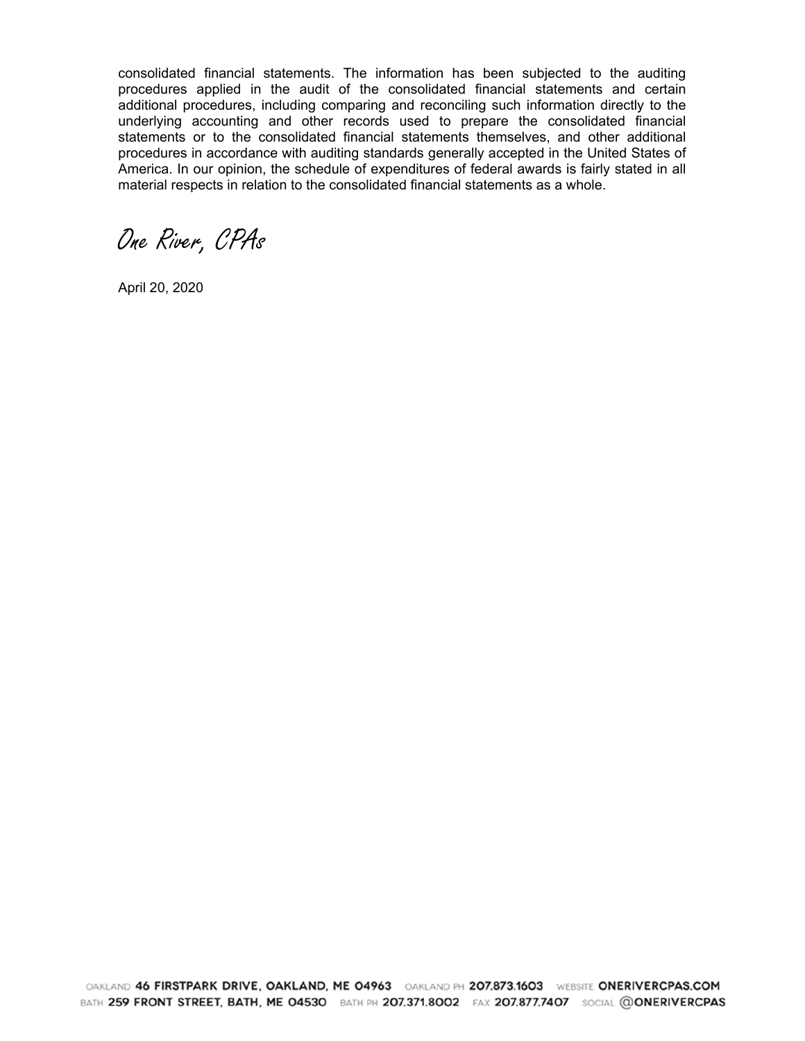consolidated financial statements. The information has been subjected to the auditing procedures applied in the audit of the consolidated financial statements and certain additional procedures, including comparing and reconciling such information directly to the underlying accounting and other records used to prepare the consolidated financial statements or to the consolidated financial statements themselves, and other additional procedures in accordance with auditing standards generally accepted in the United States of America. In our opinion, the schedule of expenditures of federal awards is fairly stated in all material respects in relation to the consolidated financial statements as a whole.

*One River, CPAs*

April 20, 2020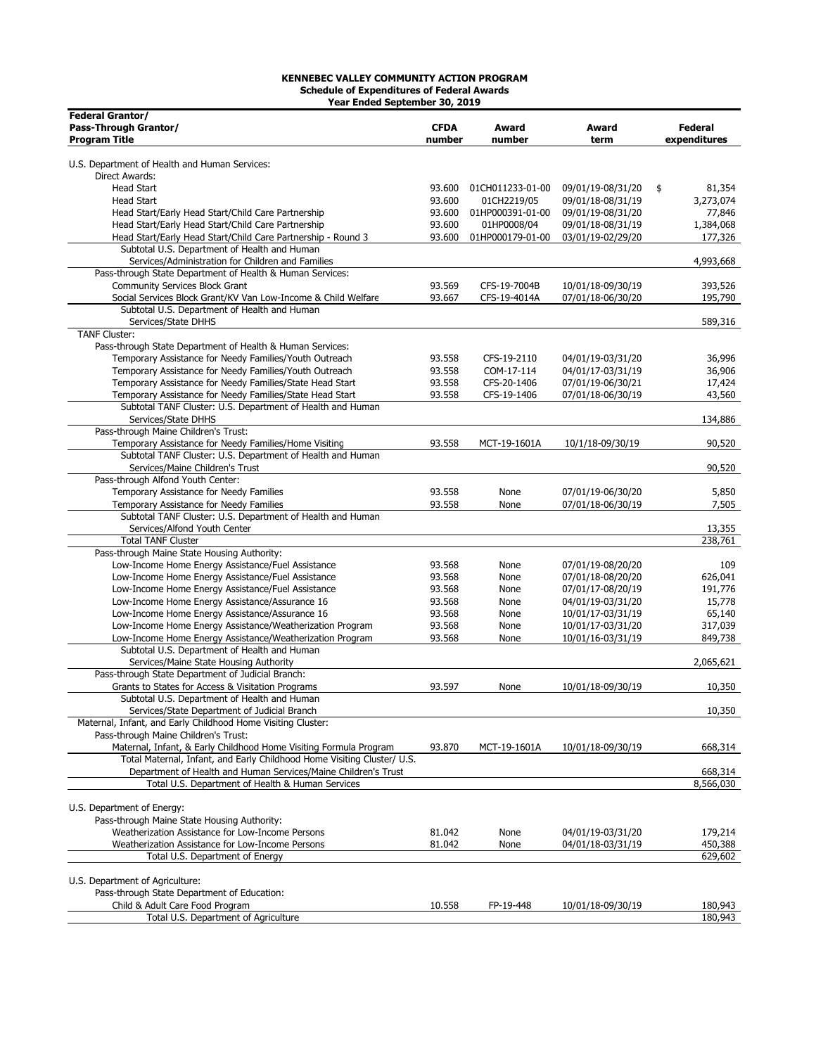**KENNEBEC VALLEY COMMUNITY ACTION PROGRAM**
**Schedule of Expenditures of Federal Awards**
**Year Ended September 30, 2019**

| Federal Grantor/ Pass-Through Grantor/ Program Title | CFDA number | Award number | Award term | Federal expenditures |
|---|---|---|---|---|
| U.S. Department of Health and Human Services: | | | | |
| Direct Awards: | | | | |
| Head Start | 93.600 | 01CH011233-01-00 | 09/01/19-08/31/20 | $ 81,354 |
| Head Start | 93.600 | 01CH2219/05 | 09/01/18-08/31/19 | 3,273,074 |
| Head Start/Early Head Start/Child Care Partnership | 93.600 | 01HP000391-01-00 | 09/01/19-08/31/20 | 77,846 |
| Head Start/Early Head Start/Child Care Partnership | 93.600 | 01HP0008/04 | 09/01/18-08/31/19 | 1,384,068 |
| Head Start/Early Head Start/Child Care Partnership - Round 3 | 93.600 | 01HP000179-01-00 | 03/01/19-02/29/20 | 177,326 |
| Subtotal U.S. Department of Health and Human Services/Administration for Children and Families | | | | 4,993,668 |
| Pass-through State Department of Health & Human Services: | | | | |
| Community Services Block Grant | 93.569 | CFS-19-7004B | 10/01/18-09/30/19 | 393,526 |
| Social Services Block Grant/KV Van Low-Income & Child Welfare | 93.667 | CFS-19-4014A | 07/01/18-06/30/20 | 195,790 |
| Subtotal U.S. Department of Health and Human Services/State DHHS | | | | 589,316 |
| TANF Cluster: | | | | |
| Pass-through State Department of Health & Human Services: | | | | |
| Temporary Assistance for Needy Families/Youth Outreach | 93.558 | CFS-19-2110 | 04/01/19-03/31/20 | 36,996 |
| Temporary Assistance for Needy Families/Youth Outreach | 93.558 | COM-17-114 | 04/01/17-03/31/19 | 36,906 |
| Temporary Assistance for Needy Families/State Head Start | 93.558 | CFS-20-1406 | 07/01/19-06/30/21 | 17,424 |
| Temporary Assistance for Needy Families/State Head Start | 93.558 | CFS-19-1406 | 07/01/18-06/30/19 | 43,560 |
| Subtotal TANF Cluster: U.S. Department of Health and Human Services/State DHHS | | | | 134,886 |
| Pass-through Maine Children's Trust: | | | | |
| Temporary Assistance for Needy Families/Home Visiting | 93.558 | MCT-19-1601A | 10/1/18-09/30/19 | 90,520 |
| Subtotal TANF Cluster: U.S. Department of Health and Human Services/Maine Children's Trust | | | | 90,520 |
| Pass-through Alfond Youth Center: | | | | |
| Temporary Assistance for Needy Families | 93.558 | None | 07/01/19-06/30/20 | 5,850 |
| Temporary Assistance for Needy Families | 93.558 | None | 07/01/18-06/30/19 | 7,505 |
| Subtotal TANF Cluster: U.S. Department of Health and Human Services/Alfond Youth Center | | | | 13,355 |
| Total TANF Cluster | | | | 238,761 |
| Pass-through Maine State Housing Authority: | | | | |
| Low-Income Home Energy Assistance/Fuel Assistance | 93.568 | None | 07/01/19-08/20/20 | 109 |
| Low-Income Home Energy Assistance/Fuel Assistance | 93.568 | None | 07/01/18-08/20/20 | 626,041 |
| Low-Income Home Energy Assistance/Fuel Assistance | 93.568 | None | 07/01/17-08/20/19 | 191,776 |
| Low-Income Home Energy Assistance/Assurance 16 | 93.568 | None | 04/01/19-03/31/20 | 15,778 |
| Low-Income Home Energy Assistance/Assurance 16 | 93.568 | None | 10/01/17-03/31/19 | 65,140 |
| Low-Income Home Energy Assistance/Weatherization Program | 93.568 | None | 10/01/17-03/31/20 | 317,039 |
| Low-Income Home Energy Assistance/Weatherization Program | 93.568 | None | 10/01/16-03/31/19 | 849,738 |
| Subtotal U.S. Department of Health and Human Services/Maine State Housing Authority | | | | 2,065,621 |
| Pass-through State Department of Judicial Branch: | | | | |
| Grants to States for Access & Visitation Programs | 93.597 | None | 10/01/18-09/30/19 | 10,350 |
| Subtotal U.S. Department of Health and Human Services/State Department of Judicial Branch | | | | 10,350 |
| Maternal, Infant, and Early Childhood Home Visiting Cluster: | | | | |
| Pass-through Maine Children's Trust: | | | | |
| Maternal, Infant, & Early Childhood Home Visiting Formula Program | 93.870 | MCT-19-1601A | 10/01/18-09/30/19 | 668,314 |
| Total Maternal, Infant, and Early Childhood Home Visiting Cluster/ U.S. Department of Health and Human Services/Maine Children's Trust | | | | 668,314 |
| Total U.S. Department of Health & Human Services | | | | 8,566,030 |
| U.S. Department of Energy: | | | | |
| Pass-through Maine State Housing Authority: | | | | |
| Weatherization Assistance for Low-Income Persons | 81.042 | None | 04/01/19-03/31/20 | 179,214 |
| Weatherization Assistance for Low-Income Persons | 81.042 | None | 04/01/18-03/31/19 | 450,388 |
| Total U.S. Department of Energy | | | | 629,602 |
| U.S. Department of Agriculture: | | | | |
| Pass-through State Department of Education: | | | | |
| Child & Adult Care Food Program | 10.558 | FP-19-448 | 10/01/18-09/30/19 | 180,943 |
| Total U.S. Department of Agriculture | | | | 180,943 |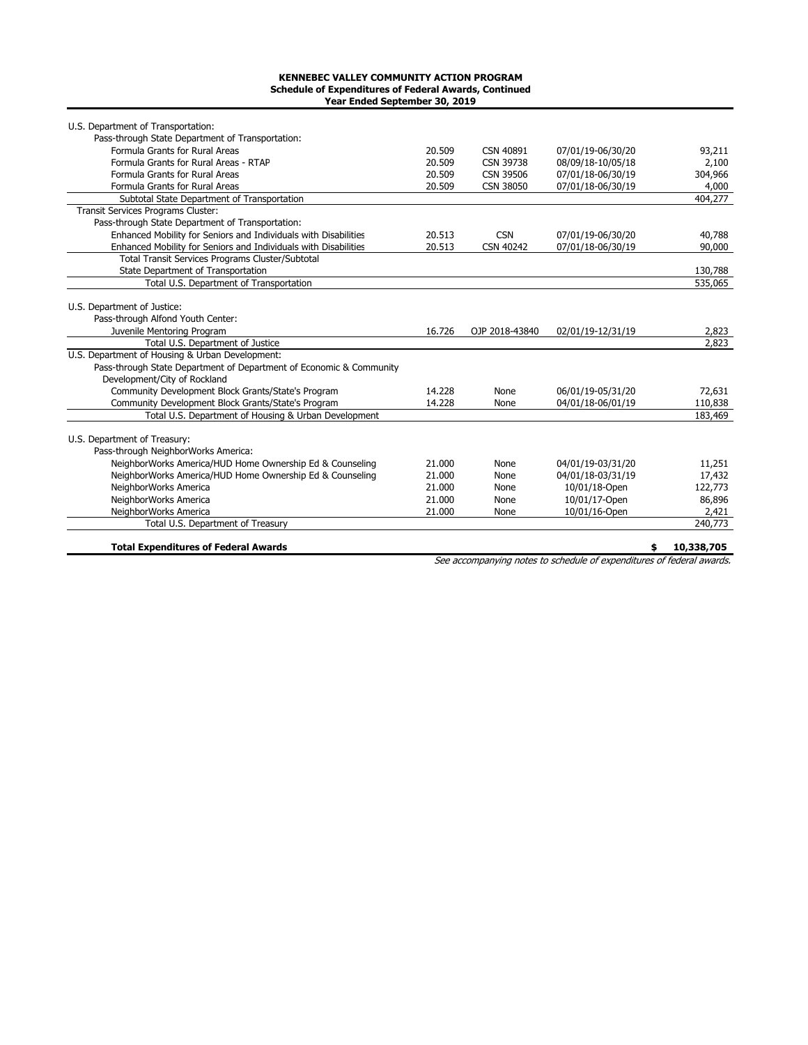**KENNEBEC VALLEY COMMUNITY ACTION PROGRAM**
**Schedule of Expenditures of Federal Awards, Continued**
**Year Ended September 30, 2019**

| | | | | |
|---|---|---|---|---|
| U.S. Department of Transportation: | | | | |
| Pass-through State Department of Transportation: | | | | |
| Formula Grants for Rural Areas | 20.509 | CSN 40891 | 07/01/19-06/30/20 | 93,211 |
| Formula Grants for Rural Areas - RTAP | 20.509 | CSN 39738 | 08/09/18-10/05/18 | 2,100 |
| Formula Grants for Rural Areas | 20.509 | CSN 39506 | 07/01/18-06/30/19 | 304,966 |
| Formula Grants for Rural Areas | 20.509 | CSN 38050 | 07/01/18-06/30/19 | 4,000 |
| Subtotal State Department of Transportation | | | | 404,277 |
| Transit Services Programs Cluster: | | | | |
| Pass-through State Department of Transportation: | | | | |
| Enhanced Mobility for Seniors and Individuals with Disabilities | 20.513 | CSN | 07/01/19-06/30/20 | 40,788 |
| Enhanced Mobility for Seniors and Individuals with Disabilities | 20.513 | CSN 40242 | 07/01/18-06/30/19 | 90,000 |
| Total Transit Services Programs Cluster/Subtotal State Department of Transportation | | | | 130,788 |
| Total U.S. Department of Transportation | | | | 535,065 |
| U.S. Department of Justice: | | | | |
| Pass-through Alfond Youth Center: | | | | |
| Juvenile Mentoring Program | 16.726 | OJP 2018-43840 | 02/01/19-12/31/19 | 2,823 |
| Total U.S. Department of Justice | | | | 2,823 |
| U.S. Department of Housing & Urban Development: | | | | |
| Pass-through State Department of Department of Economic & Community Development/City of Rockland | | | | |
| Community Development Block Grants/State's Program | 14.228 | None | 06/01/19-05/31/20 | 72,631 |
| Community Development Block Grants/State's Program | 14.228 | None | 04/01/18-06/01/19 | 110,838 |
| Total U.S. Department of Housing & Urban Development | | | | 183,469 |
| U.S. Department of Treasury: | | | | |
| Pass-through NeighborWorks America: | | | | |
| NeighborWorks America/HUD Home Ownership Ed & Counseling | 21.000 | None | 04/01/19-03/31/20 | 11,251 |
| NeighborWorks America/HUD Home Ownership Ed & Counseling | 21.000 | None | 04/01/18-03/31/19 | 17,432 |
| NeighborWorks America | 21.000 | None | 10/01/18-Open | 122,773 |
| NeighborWorks America | 21.000 | None | 10/01/17-Open | 86,896 |
| NeighborWorks America | 21.000 | None | 10/01/16-Open | 2,421 |
| Total U.S. Department of Treasury | | | | 240,773 |
| **Total Expenditures of Federal Awards** | | | | **$ 10,338,705** |

*See accompanying notes to schedule of expenditures of federal awards.*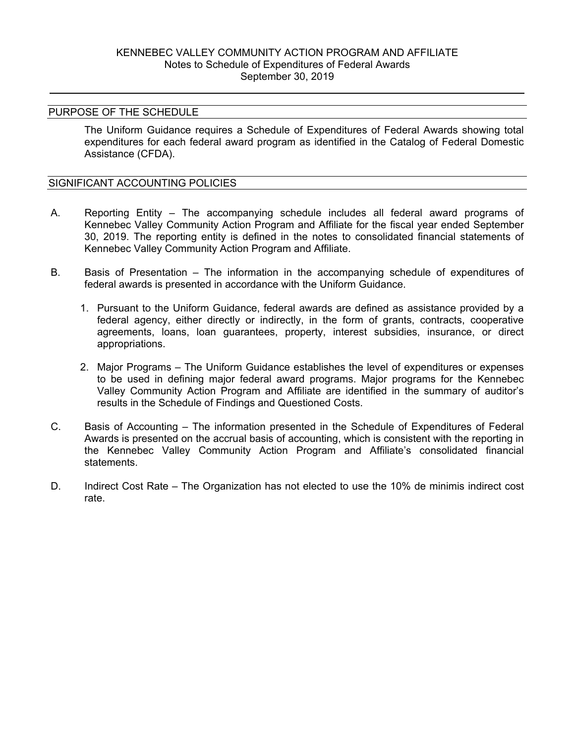# KENNEBEC VALLEY COMMUNITY ACTION PROGRAM AND AFFILIATE
## Notes to Schedule of Expenditures of Federal Awards
## September 30, 2019

### PURPOSE OF THE SCHEDULE

The Uniform Guidance requires a Schedule of Expenditures of Federal Awards showing total expenditures for each federal award program as identified in the Catalog of Federal Domestic Assistance (CFDA).

### SIGNIFICANT ACCOUNTING POLICIES

A. Reporting Entity – The accompanying schedule includes all federal award programs of Kennebec Valley Community Action Program and Affiliate for the fiscal year ended September 30, 2019. The reporting entity is defined in the notes to consolidated financial statements of Kennebec Valley Community Action Program and Affiliate.

B. Basis of Presentation – The information in the accompanying schedule of expenditures of federal awards is presented in accordance with the Uniform Guidance.

   1. Pursuant to the Uniform Guidance, federal awards are defined as assistance provided by a federal agency, either directly or indirectly, in the form of grants, contracts, cooperative agreements, loans, loan guarantees, property, interest subsidies, insurance, or direct appropriations.

   2. Major Programs – The Uniform Guidance establishes the level of expenditures or expenses to be used in defining major federal award programs. Major programs for the Kennebec Valley Community Action Program and Affiliate are identified in the summary of auditor's results in the Schedule of Findings and Questioned Costs.

C. Basis of Accounting – The information presented in the Schedule of Expenditures of Federal Awards is presented on the accrual basis of accounting, which is consistent with the reporting in the Kennebec Valley Community Action Program and Affiliate's consolidated financial statements.

D. Indirect Cost Rate – The Organization has not elected to use the 10% de minimis indirect cost rate.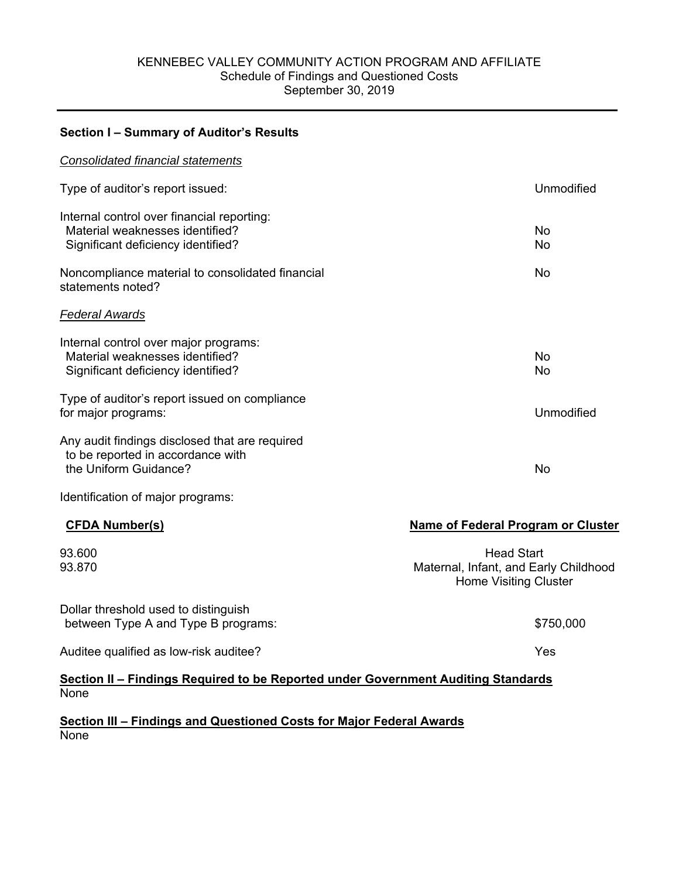KENNEBEC VALLEY COMMUNITY ACTION PROGRAM AND AFFILIATE
Schedule of Findings and Questioned Costs
September 30, 2019

**Section I – Summary of Auditor's Results**

*Consolidated financial statements*

| | |
|---|---|
| Type of auditor's report issued: | Unmodified |
| Internal control over financial reporting: | |
| Material weaknesses identified? | No |
| Significant deficiency identified? | No |
| Noncompliance material to consolidated financial statements noted? | No |

*Federal Awards*

| | |
|---|---|
| Internal control over major programs: | |
| Material weaknesses identified? | No |
| Significant deficiency identified? | No |
| Type of auditor's report issued on compliance for major programs: | Unmodified |
| Any audit findings disclosed that are required to be reported in accordance with the Uniform Guidance? | No |

Identification of major programs:

| CFDA Number(s) | Name of Federal Program or Cluster |
|---|---|
| 93.600 | Head Start |
| 93.870 | Maternal, Infant, and Early Childhood Home Visiting Cluster |

| | |
|---|---|
| Dollar threshold used to distinguish between Type A and Type B programs: | $750,000 |
| Auditee qualified as low-risk auditee? | Yes |

**Section II – Findings Required to be Reported under Government Auditing Standards**
None

**Section III – Findings and Questioned Costs for Major Federal Awards**
None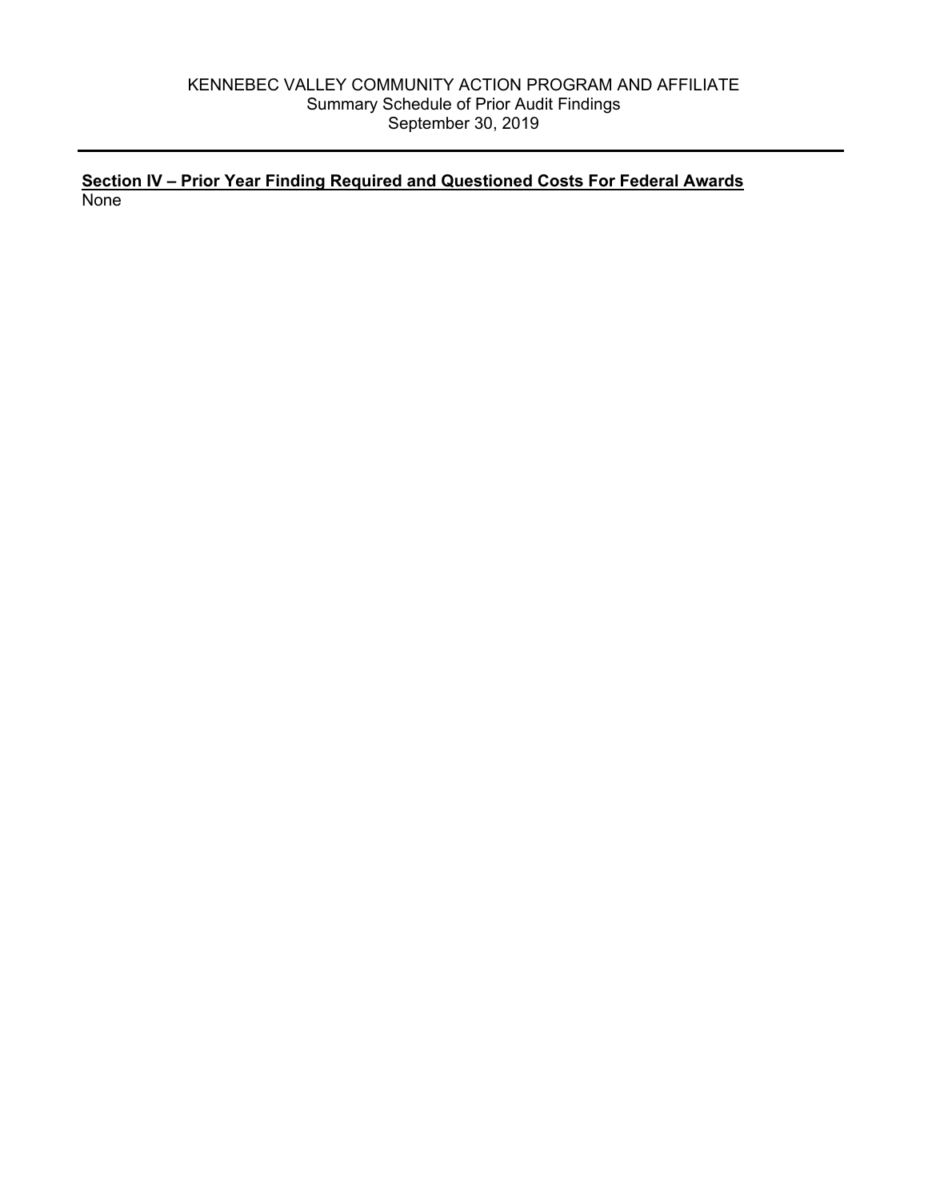KENNEBEC VALLEY COMMUNITY ACTION PROGRAM AND AFFILIATE
Summary Schedule of Prior Audit Findings
September 30, 2019

---

**Section IV – Prior Year Finding Required and Questioned Costs For Federal Awards**

None